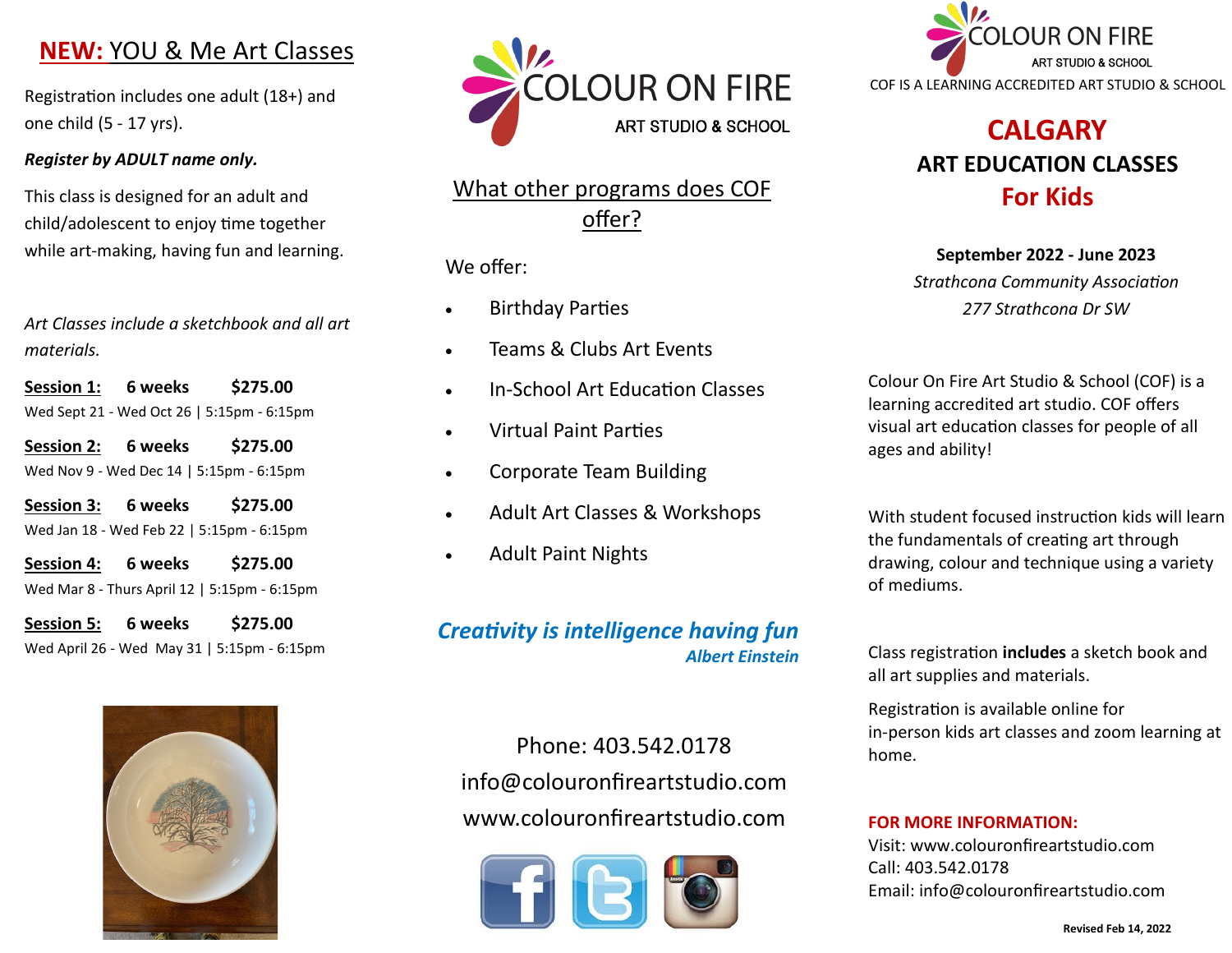## NEW: YOU & Me Art Classes

Registration includes one adult (18+) and one child (5 - 17 yrs).

***Register by ADULT name only.***

This class is designed for an adult and child/adolescent to enjoy time together while art-making, having fun and learning.

*Art Classes include a sketchbook and all art materials.*

**Session 1:** **6 weeks** **$275.00**
Wed Sept 21 - Wed Oct 26 | 5:15pm - 6:15pm

**Session 2:** **6 weeks** **$275.00**
Wed Nov 9 - Wed Dec 14 | 5:15pm - 6:15pm

**Session 3:** **6 weeks** **$275.00**
Wed Jan 18 - Wed Feb 22 | 5:15pm - 6:15pm

**Session 4:** **6 weeks** **$275.00**
Wed Mar 8 - Thurs April 12 | 5:15pm - 6:15pm

**Session 5:** **6 weeks** **$275.00**
Wed April 26 - Wed May 31 | 5:15pm - 6:15pm

COLOUR ON FIRE
ART STUDIO & SCHOOL

## What other programs does COF offer?

We offer:

- Birthday Parties
- Teams & Clubs Art Events
- In-School Art Education Classes
- Virtual Paint Parties
- Corporate Team Building
- Adult Art Classes & Workshops
- Adult Paint Nights

***Creativity is intelligence having fun***
***Albert Einstein***

Phone: 403.542.0178
info@colouronfireartstudio.com
www.colouronfireartstudio.com

COLOUR ON FIRE
ART STUDIO & SCHOOL
COF IS A LEARNING ACCREDITED ART STUDIO & SCHOOL

# CALGARY
## ART EDUCATION CLASSES
## For Kids

**September 2022 - June 2023**
*Strathcona Community Association*
*277 Strathcona Dr SW*

Colour On Fire Art Studio & School (COF) is a learning accredited art studio. COF offers visual art education classes for people of all ages and ability!

With student focused instruction kids will learn the fundamentals of creating art through drawing, colour and technique using a variety of mediums.

Class registration **includes** a sketch book and all art supplies and materials.

Registration is available online for in-person kids art classes and zoom learning at home.

**FOR MORE INFORMATION:**
Visit: www.colouronfireartstudio.com
Call: 403.542.0178
Email: info@colouronfireartstudio.com

**Revised Feb 14, 2022**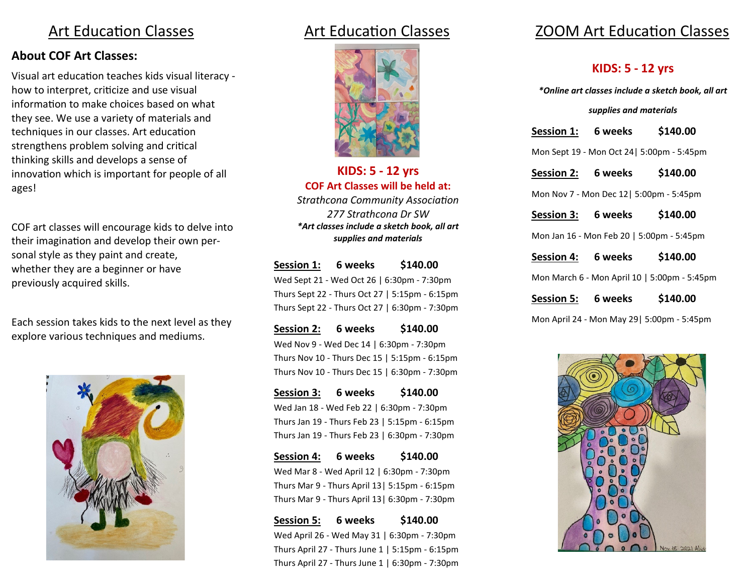# Art Education Classes

## About COF Art Classes:

Visual art education teaches kids visual literacy - how to interpret, criticize and use visual information to make choices based on what they see. We use a variety of materials and techniques in our classes. Art education strengthens problem solving and critical thinking skills and develops a sense of innovation which is important for people of all ages!

COF art classes will encourage kids to delve into their imagination and develop their own personal style as they paint and create, whether they are a beginner or have previously acquired skills.

Each session takes kids to the next level as they explore various techniques and mediums.

# Art Education Classes

**KIDS: 5 - 12 yrs**

**COF Art Classes will be held at:**

*Strathcona Community Association*

*277 Strathcona Dr SW*

***Art classes include a sketch book, all art supplies and materials**

**Session 1:** **6 weeks** **$140.00**

Wed Sept 21 - Wed Oct 26 | 6:30pm - 7:30pm
Thurs Sept 22 - Thurs Oct 27 | 5:15pm - 6:15pm
Thurs Sept 22 - Thurs Oct 27 | 6:30pm - 7:30pm

**Session 2:** **6 weeks** **$140.00**

Wed Nov 9 - Wed Dec 14 | 6:30pm - 7:30pm
Thurs Nov 10 - Thurs Dec 15 | 5:15pm - 6:15pm
Thurs Nov 10 - Thurs Dec 15 | 6:30pm - 7:30pm

**Session 3:** **6 weeks** **$140.00**

Wed Jan 18 - Wed Feb 22 | 6:30pm - 7:30pm
Thurs Jan 19 - Thurs Feb 23 | 5:15pm - 6:15pm
Thurs Jan 19 - Thurs Feb 23 | 6:30pm - 7:30pm

**Session 4:** **6 weeks** **$140.00**

Wed Mar 8 - Wed April 12 | 6:30pm - 7:30pm
Thurs Mar 9 - Thurs April 13| 5:15pm - 6:15pm
Thurs Mar 9 - Thurs April 13| 6:30pm - 7:30pm

**Session 5:** **6 weeks** **$140.00**

Wed April 26 - Wed May 31 | 6:30pm - 7:30pm
Thurs April 27 - Thurs June 1 | 5:15pm - 6:15pm
Thurs April 27 - Thurs June 1 | 6:30pm - 7:30pm

# ZOOM Art Education Classes

**KIDS: 5 - 12 yrs**

***Online art classes include a sketch book, all art supplies and materials***

**Session 1:** **6 weeks** **$140.00**

Mon Sept 19 - Mon Oct 24| 5:00pm - 5:45pm

**Session 2:** **6 weeks** **$140.00**

Mon Nov 7 - Mon Dec 12| 5:00pm - 5:45pm

**Session 3:** **6 weeks** **$140.00**

Mon Jan 16 - Mon Feb 20 | 5:00pm - 5:45pm

**Session 4:** **6 weeks** **$140.00**

Mon March 6 - Mon April 10 | 5:00pm - 5:45pm

**Session 5:** **6 weeks** **$140.00**

Mon April 24 - Mon May 29| 5:00pm - 5:45pm